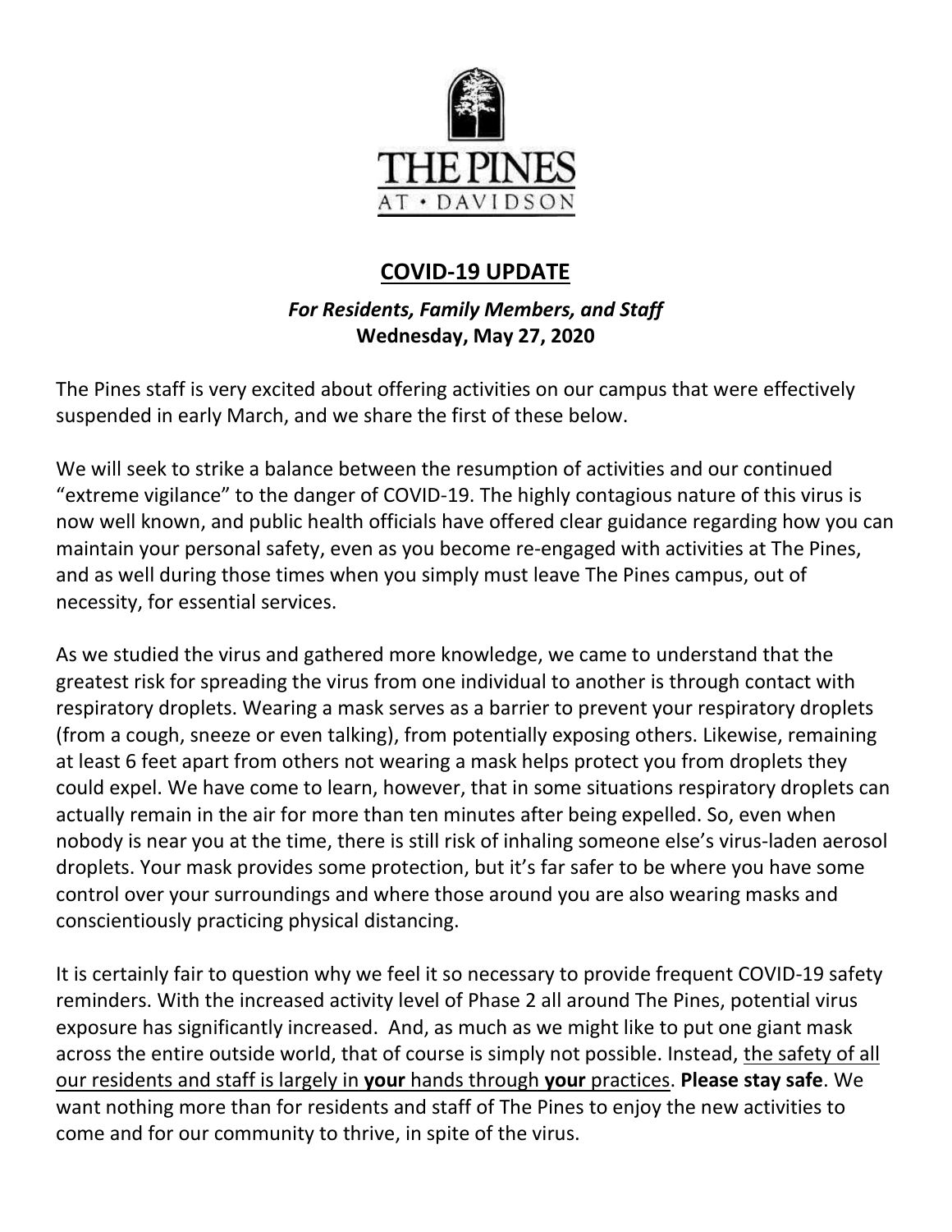THE PINES
AT • DAVIDSON

# COVID-19 UPDATE

***For Residents, Family Members, and Staff***
**Wednesday, May 27, 2020**

The Pines staff is very excited about offering activities on our campus that were effectively suspended in early March, and we share the first of these below.

We will seek to strike a balance between the resumption of activities and our continued "extreme vigilance" to the danger of COVID-19. The highly contagious nature of this virus is now well known, and public health officials have offered clear guidance regarding how you can maintain your personal safety, even as you become re-engaged with activities at The Pines, and as well during those times when you simply must leave The Pines campus, out of necessity, for essential services.

As we studied the virus and gathered more knowledge, we came to understand that the greatest risk for spreading the virus from one individual to another is through contact with respiratory droplets. Wearing a mask serves as a barrier to prevent your respiratory droplets (from a cough, sneeze or even talking), from potentially exposing others. Likewise, remaining at least 6 feet apart from others not wearing a mask helps protect you from droplets they could expel. We have come to learn, however, that in some situations respiratory droplets can actually remain in the air for more than ten minutes after being expelled. So, even when nobody is near you at the time, there is still risk of inhaling someone else's virus-laden aerosol droplets. Your mask provides some protection, but it's far safer to be where you have some control over your surroundings and where those around you are also wearing masks and conscientiously practicing physical distancing.

It is certainly fair to question why we feel it so necessary to provide frequent COVID-19 safety reminders. With the increased activity level of Phase 2 all around The Pines, potential virus exposure has significantly increased. And, as much as we might like to put one giant mask across the entire outside world, that of course is simply not possible. Instead, the safety of all our residents and staff is largely in **your** hands through **your** practices. **Please stay safe**. We want nothing more than for residents and staff of The Pines to enjoy the new activities to come and for our community to thrive, in spite of the virus.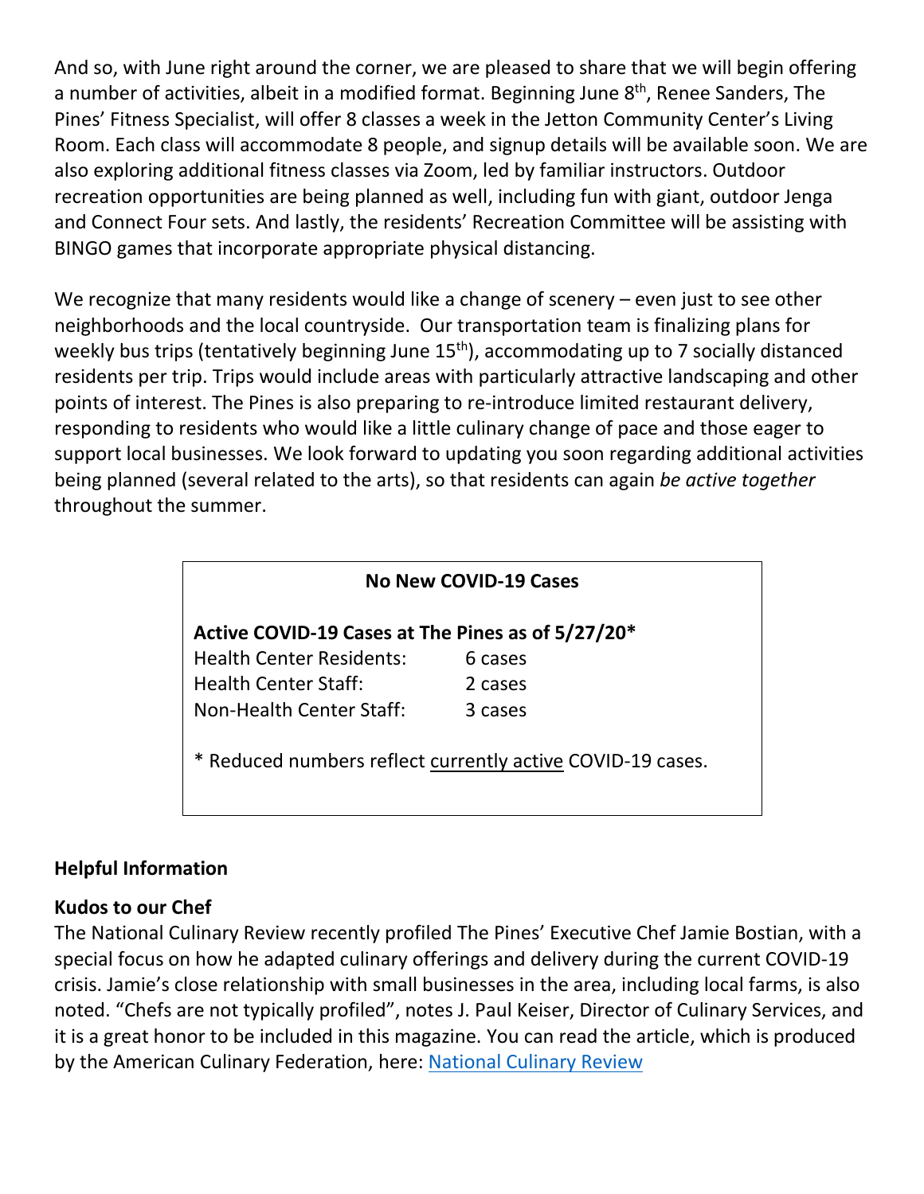And so, with June right around the corner, we are pleased to share that we will begin offering a number of activities, albeit in a modified format. Beginning June 8th, Renee Sanders, The Pines' Fitness Specialist, will offer 8 classes a week in the Jetton Community Center's Living Room. Each class will accommodate 8 people, and signup details will be available soon. We are also exploring additional fitness classes via Zoom, led by familiar instructors. Outdoor recreation opportunities are being planned as well, including fun with giant, outdoor Jenga and Connect Four sets. And lastly, the residents' Recreation Committee will be assisting with BINGO games that incorporate appropriate physical distancing.

We recognize that many residents would like a change of scenery – even just to see other neighborhoods and the local countryside. Our transportation team is finalizing plans for weekly bus trips (tentatively beginning June 15th), accommodating up to 7 socially distanced residents per trip. Trips would include areas with particularly attractive landscaping and other points of interest. The Pines is also preparing to re-introduce limited restaurant delivery, responding to residents who would like a little culinary change of pace and those eager to support local businesses. We look forward to updating you soon regarding additional activities being planned (several related to the arts), so that residents can again *be active together* throughout the summer.

**No New COVID-19 Cases**

**Active COVID-19 Cases at The Pines as of 5/27/20***

| | |
|---|---|
| Health Center Residents: | 6 cases |
| Health Center Staff: | 2 cases |
| Non-Health Center Staff: | 3 cases |

* Reduced numbers reflect currently active COVID-19 cases.

**Helpful Information**

**Kudos to our Chef**

The National Culinary Review recently profiled The Pines' Executive Chef Jamie Bostian, with a special focus on how he adapted culinary offerings and delivery during the current COVID-19 crisis. Jamie's close relationship with small businesses in the area, including local farms, is also noted. "Chefs are not typically profiled", notes J. Paul Keiser, Director of Culinary Services, and it is a great honor to be included in this magazine. You can read the article, which is produced by the American Culinary Federation, here: National Culinary Review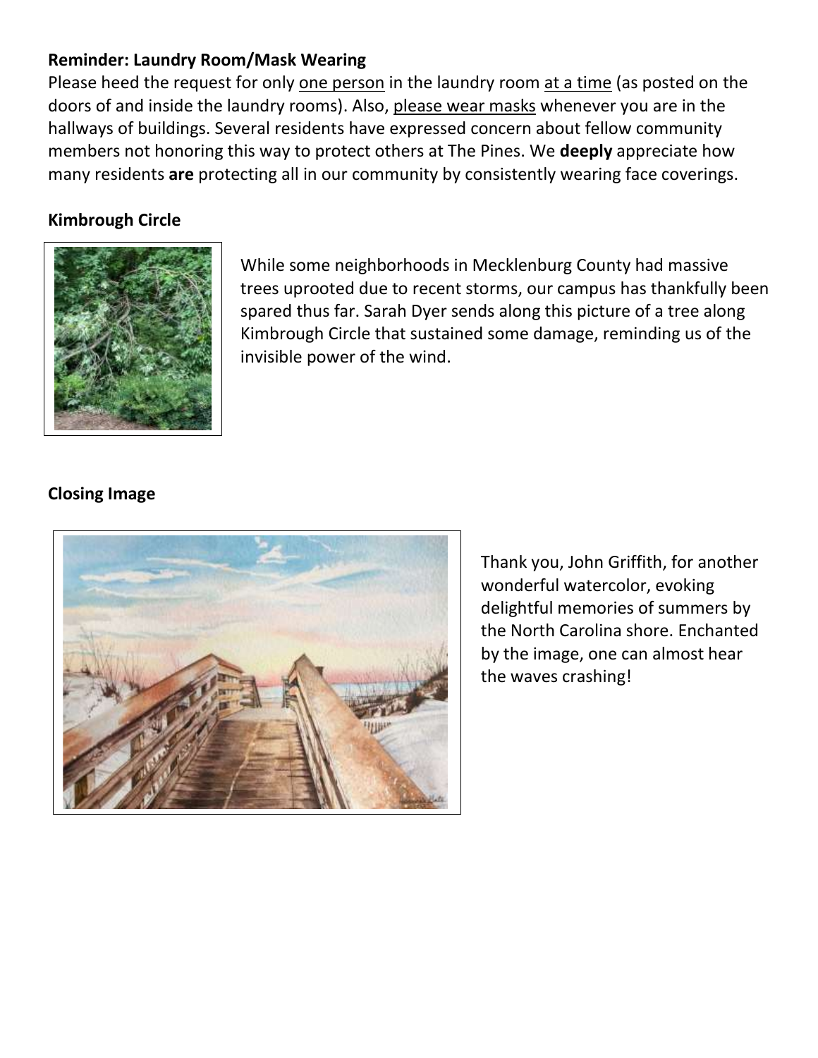**Reminder: Laundry Room/Mask Wearing**

Please heed the request for only one person in the laundry room at a time (as posted on the doors of and inside the laundry rooms). Also, please wear masks whenever you are in the hallways of buildings. Several residents have expressed concern about fellow community members not honoring this way to protect others at The Pines. We **deeply** appreciate how many residents **are** protecting all in our community by consistently wearing face coverings.

**Kimbrough Circle**

While some neighborhoods in Mecklenburg County had massive trees uprooted due to recent storms, our campus has thankfully been spared thus far. Sarah Dyer sends along this picture of a tree along Kimbrough Circle that sustained some damage, reminding us of the invisible power of the wind.

**Closing Image**

Thank you, John Griffith, for another wonderful watercolor, evoking delightful memories of summers by the North Carolina shore. Enchanted by the image, one can almost hear the waves crashing!